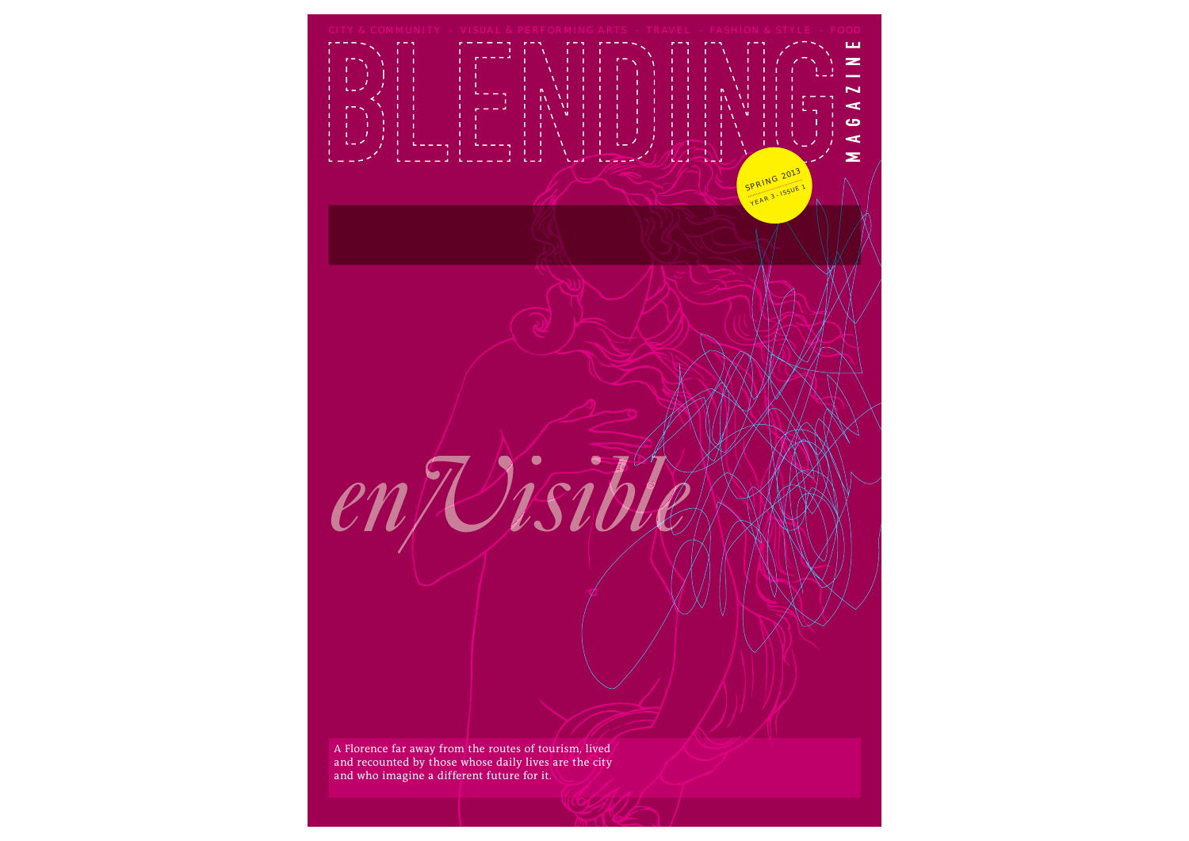CITY & COMMUNITY - VISUAL & PERFORMING ARTS - TRAVEL - FASHION & STYLE - FOOD

# BLENDING MAGAZINE

SPRING 2013
YEAR 3 - ISSUE 1

## *en/Visible*

A Florence far away from the routes of tourism, lived and recounted by those whose daily lives are the city and who imagine a different future for it.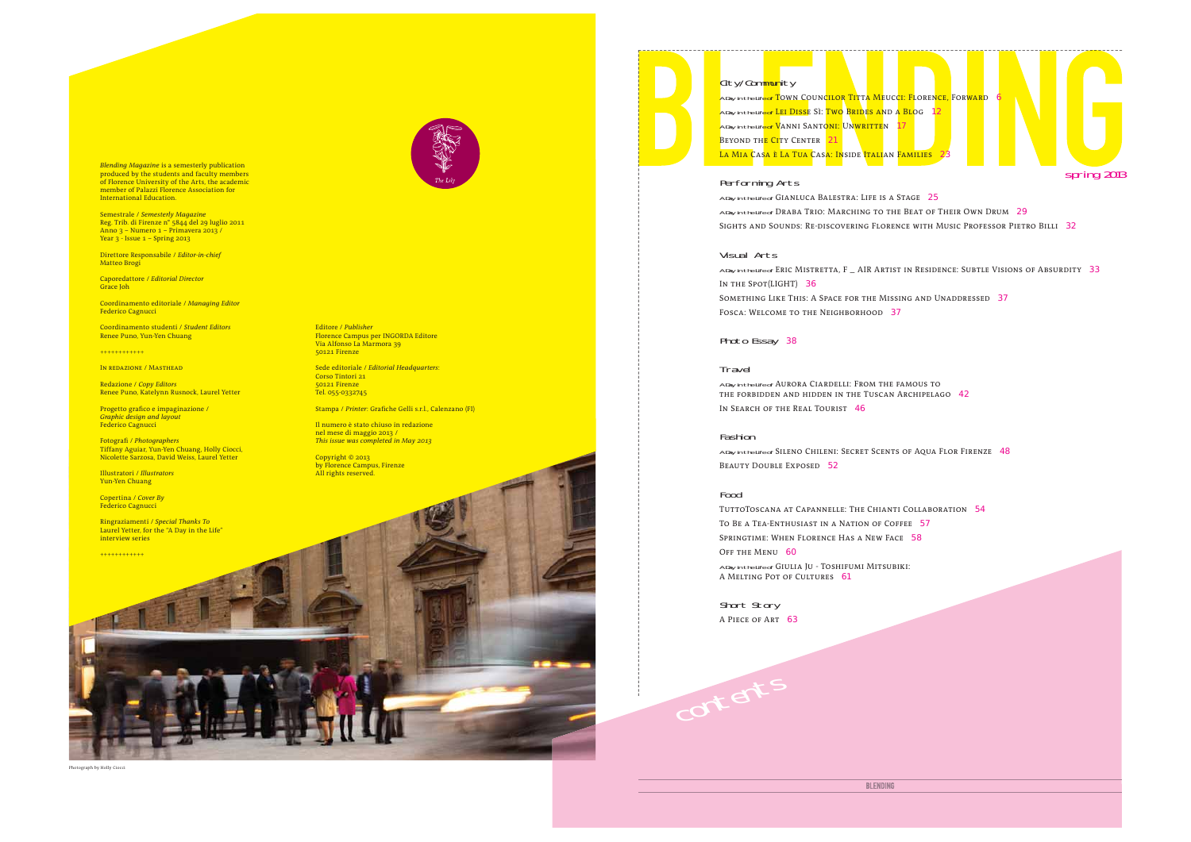*Blending Magazine* is a semesterly publication produced by the students and faculty members of Florence University of the Arts, the academic member of Palazzi Florence Association for International Education.

Semestrale / *Semesterly Magazine*
Reg. Trib. di Firenze n° 5844 del 29 luglio 2011
Anno 3 – Numero 1 – Primavera 2013 /
Year 3 - Issue 1 – Spring 2013

Direttore Responsabile / *Editor-in-chief*
Matteo Brogi

Caporedattore / *Editorial Director*
Grace Joh

Coordinamento editoriale / *Managing Editor*
Federico Cagnucci

Coordinamento studenti / *Student Editors*
Renee Puno, Yun-Yen Chuang

++++++++++++

In redazione / Masthead

Redazione / *Copy Editors*
Renee Puno, Katelynn Rusnock, Laurel Yetter

Progetto grafico e impaginazione / *Graphic design and layout*
Federico Cagnucci

Fotografi / *Photographers*
Tiffany Aguiar, Yun-Yen Chuang, Holly Ciocci, Nicolette Sarzosa, David Weiss, Laurel Yetter

Illustratori / *Illustrators*
Yun-Yen Chuang

Copertina / *Cover By*
Federico Cagnucci

Ringraziamenti / *Special Thanks To*
Laurel Yetter, for the "A Day in the Life" interview series

++++++++++++

Editore / *Publisher*
Florence Campus per INGORDA Editore
Via Alfonso La Marmora 39
50121 Firenze

Sede editoriale / *Editorial Headquarters*:
Corso Tintori 21
50121 Firenze
Tel. 055-0332745

Stampa / *Printer*: Grafiche Gelli s.r.l., Calenzano (FI)

Il numero è stato chiuso in redazione nel mese di maggio 2013 /
*This issue was completed in May 2013*

Copyright © 2013
by Florence Campus, Firenze
All rights reserved.

Photograph by Holly Ciocci

# BLENDING

spring 2013

## contents

### City/Community

A Day in the Life of Town Councilor Titta Meucci: Florence, Forward 6
A Day in the Life of Lei Disse Sì: Two Brides and a Blog 12
A Day in the Life of Vanni Santoni: Unwritten 17
Beyond the City Center 21
La Mia Casa è La Tua Casa: Inside Italian Families 23

### Performing Arts

A Day in the Life of Gianluca Balestra: Life is a Stage 25
A Day in the Life of Draba Trio: Marching to the Beat of Their Own Drum 29
Sights and Sounds: Re-discovering Florence with Music Professor Pietro Billi 32

### Visual Arts

A Day in the Life of Eric Mistretta, F _ AIR Artist in Residence: Subtle Visions of Absurdity 33
In the Spot(light) 36
Something Like This: A Space for the Missing and Unaddressed 37
Fosca: Welcome to the Neighborhood 37

### Photo Essay 38

### Travel

A Day in the Life of Aurora Ciardelli: From the Famous to the Forbidden and Hidden in the Tuscan Archipelago 42
In Search of the Real Tourist 46

### Fashion

A Day in the Life of Sileno Chileni: Secret Scents of Aqua Flor Firenze 48
Beauty Double Exposed 52

### Food

TuttoToscana at Capannelle: The Chianti Collaboration 54
To Be a Tea-Enthusiast in a Nation of Coffee 57
Springtime: When Florence Has a New Face 58
Off the Menu 60
A Day in the Life of Giulia Ju - Toshifumi Mitsubiki: A Melting Pot of Cultures 61

### Short Story

A Piece of Art 63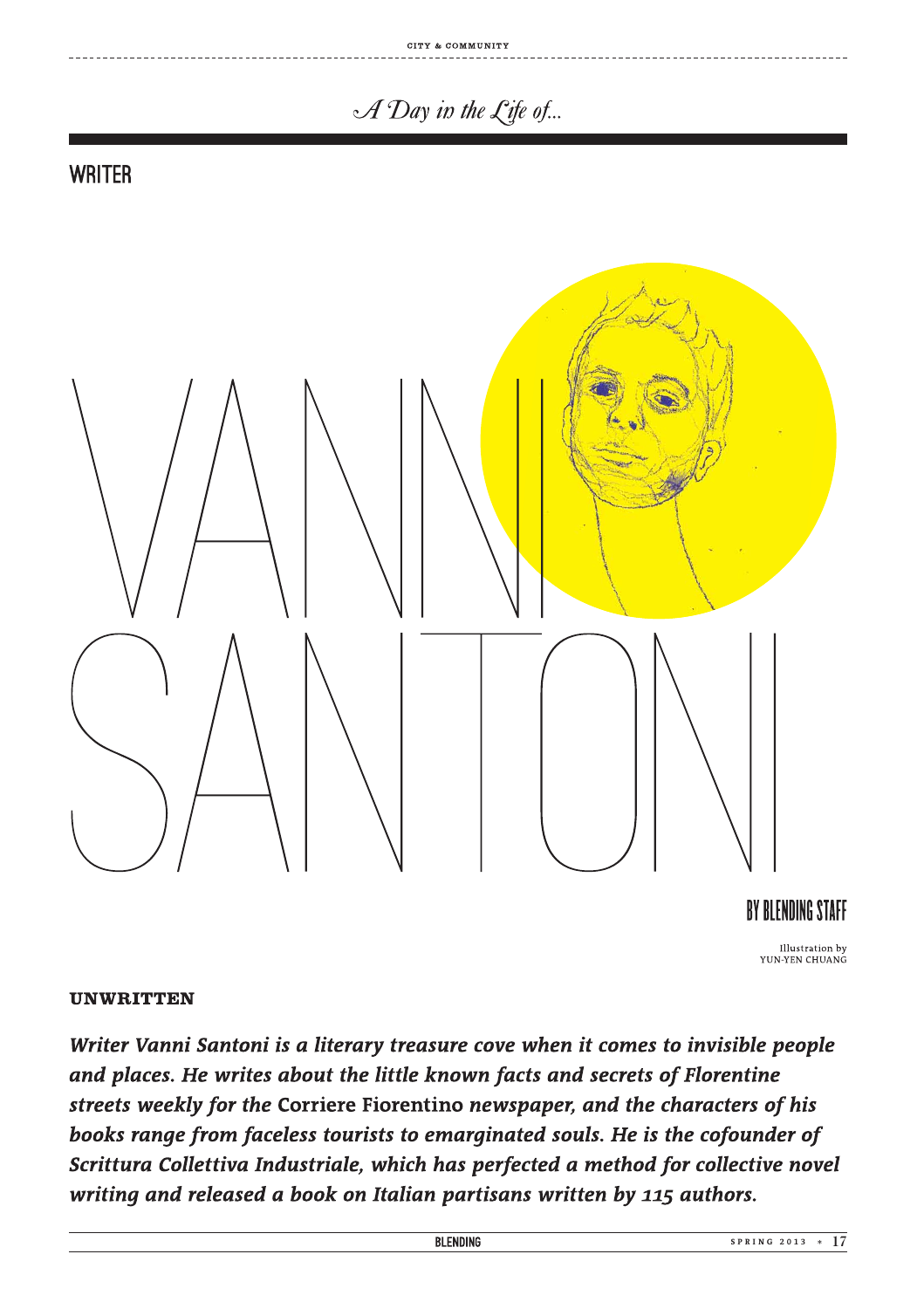*A Day in the Life of...*

## WRITER

# VANNI SANTONI

BY BLENDING STAFF

Illustration by
YUN-YEN CHUANG

### UNWRITTEN

***Writer Vanni Santoni is a literary treasure cove when it comes to invisible people and places. He writes about the little known facts and secrets of Florentine streets weekly for the* Corriere Fiorentino *newspaper, and the characters of his books range from faceless tourists to emarginated souls. He is the cofounder of Scrittura Collettiva Industriale, which has perfected a method for collective novel writing and released a book on Italian partisans written by 115 authors.***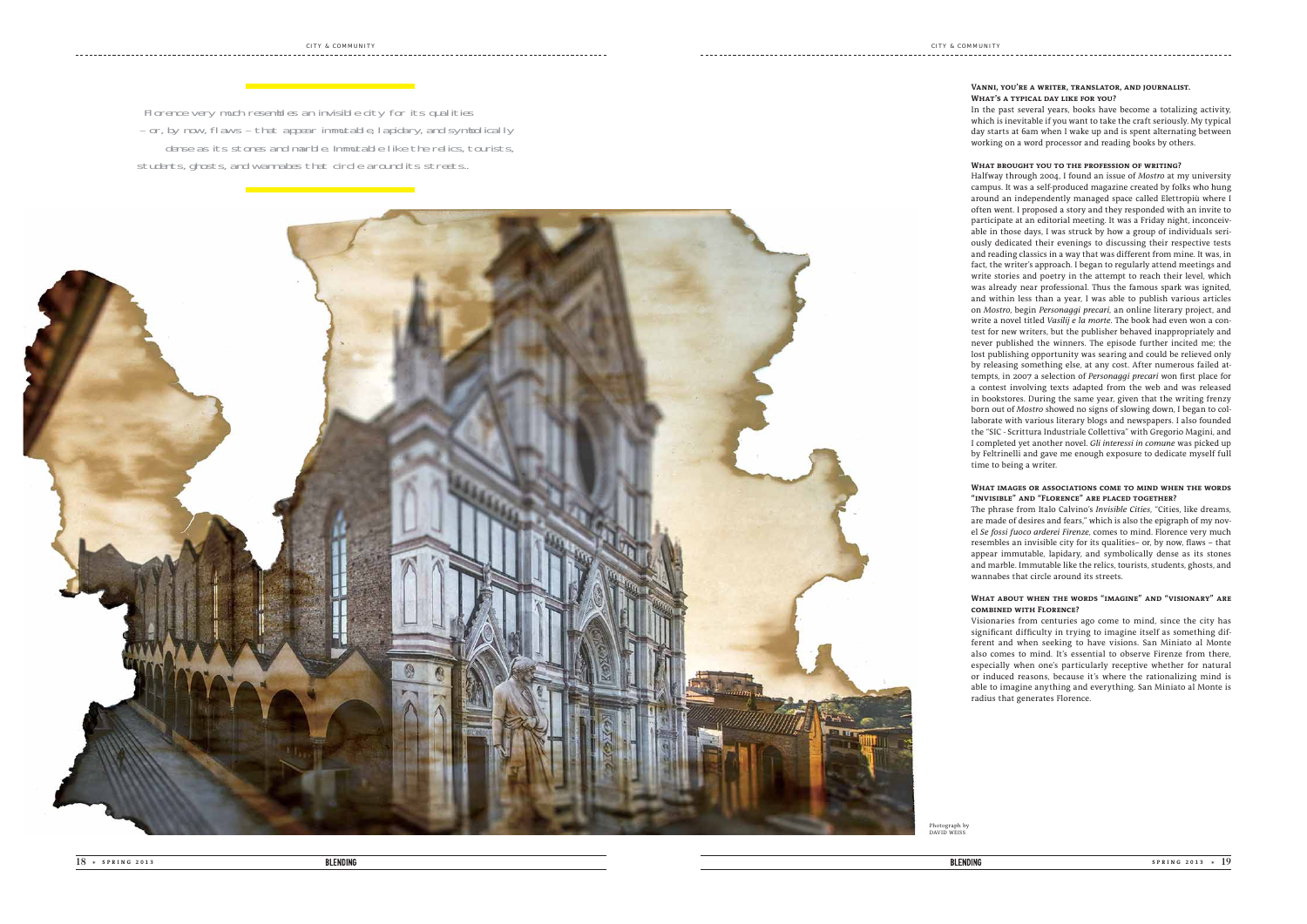Florence very much resembles an invisible city for its qualities – or, by now, flaws – that appear immutable, lapidary, and symbolically dense as its stones and marble. Immutable like the relics, tourists, students, ghosts, and wannabes that circle around its streets...

### Vanni, you're a writer, translator, and journalist. What's a typical day like for you?

In the past several years, books have become a totalizing activity, which is inevitable if you want to take the craft seriously. My typical day starts at 6am when I wake up and is spent alternating between working on a word processor and reading books by others.

### What brought you to the profession of writing?

Halfway through 2004, I found an issue of *Mostro* at my university campus. It was a self-produced magazine created by folks who hung around an independently managed space called Elettropiù where I often went. I proposed a story and they responded with an invite to participate at an editorial meeting. It was a Friday night, inconceivable in those days, I was struck by how a group of individuals seriously dedicated their evenings to discussing their respective tests and reading classics in a way that was different from mine. It was, in fact, the writer's approach. I began to regularly attend meetings and write stories and poetry in the attempt to reach their level, which was already near professional. Thus the famous spark was ignited, and within less than a year, I was able to publish various articles on *Mostro*, begin *Personaggi precari*, an online literary project, and write a novel titled *Vasilij e la morte*. The book had even won a contest for new writers, but the publisher behaved inappropriately and never published the winners. The episode further incited me; the lost publishing opportunity was searing and could be relieved only by releasing something else, at any cost. After numerous failed attempts, in 2007 a selection of *Personaggi precari* won first place for a contest involving texts adapted from the web and was released in bookstores. During the same year, given that the writing frenzy born out of *Mostro* showed no signs of slowing down, I began to collaborate with various literary blogs and newspapers. I also founded the "SIC - Scrittura Industriale Collettiva" with Gregorio Magini, and I completed yet another novel. *Gli interessi in comune* was picked up by Feltrinelli and gave me enough exposure to dedicate myself full time to being a writer.

### What images or associations come to mind when the words "invisible" and "Florence" are placed together?

The phrase from Italo Calvino's *Invisible Cities*, "Cities, like dreams, are made of desires and fears," which is also the epigraph of my novel *Se fossi fuoco arderei Firenze*, comes to mind. Florence very much resembles an invisible city for its qualities– or, by now, flaws – that appear immutable, lapidary, and symbolically dense as its stones and marble. Immutable like the relics, tourists, students, ghosts, and wannabes that circle around its streets.

### What about when the words "imagine" and "visionary" are combined with Florence?

Visionaries from centuries ago come to mind, since the city has significant difficulty in trying to imagine itself as something different and when seeking to have visions. San Miniato al Monte also comes to mind. It's essential to observe Firenze from there, especially when one's particularly receptive whether for natural or induced reasons, because it's where the rationalizing mind is able to imagine anything and everything. San Miniato al Monte is radius that generates Florence.

Photograph by DAVID WEISS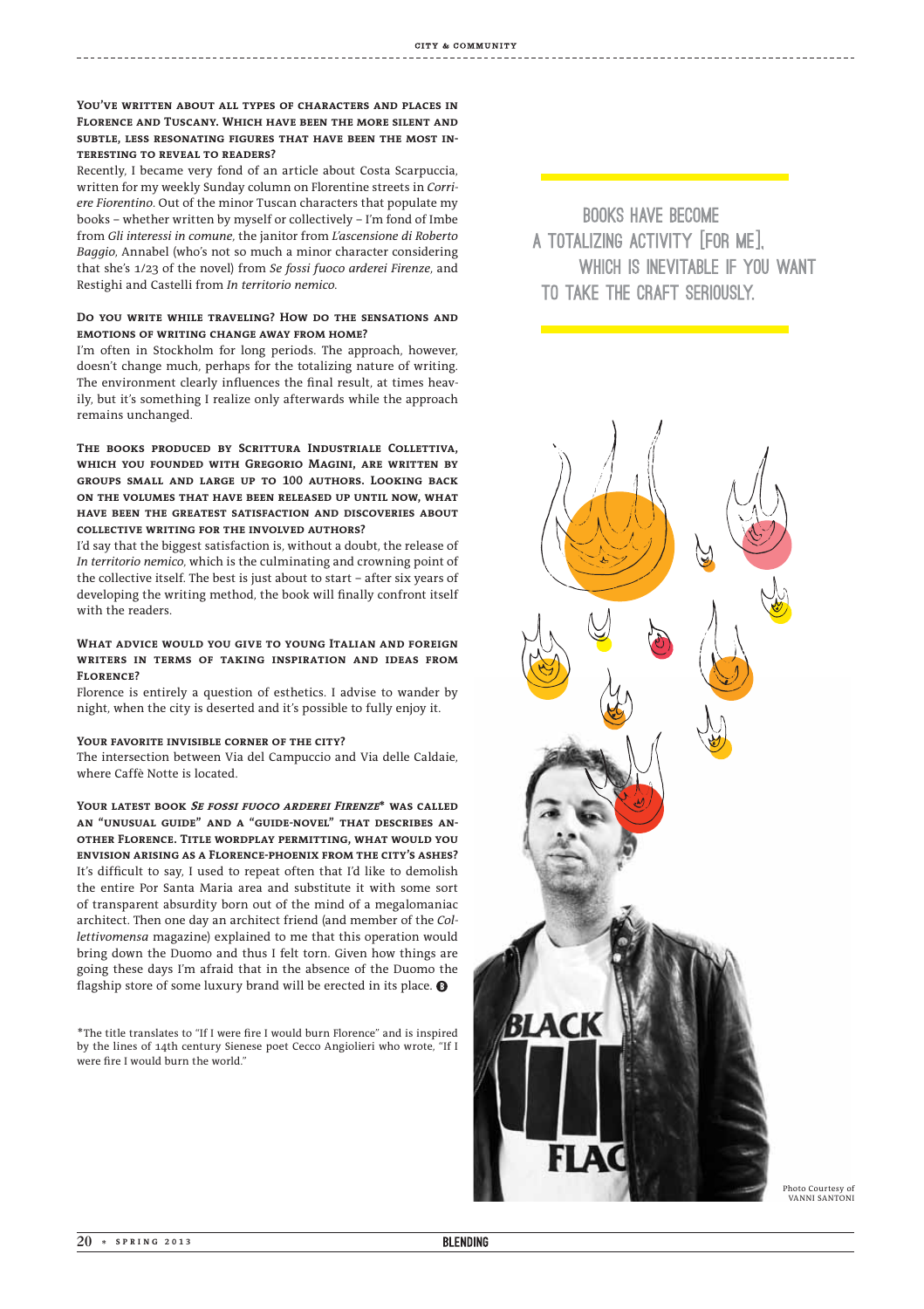**You've written about all types of characters and places in Florence and Tuscany. Which have been the more silent and subtle, less resonating figures that have been the most interesting to reveal to readers?**

Recently, I became very fond of an article about Costa Scarpuccia, written for my weekly Sunday column on Florentine streets in *Corriere Fiorentino*. Out of the minor Tuscan characters that populate my books – whether written by myself or collectively – I'm fond of Imbe from *Gli interessi in comune*, the janitor from *L'ascensione di Roberto Baggio*, Annabel (who's not so much a minor character considering that she's 1/23 of the novel) from *Se fossi fuoco arderei Firenze*, and Restighi and Castelli from *In territorio nemico*.

**Do you write while traveling? How do the sensations and emotions of writing change away from home?**

I'm often in Stockholm for long periods. The approach, however, doesn't change much, perhaps for the totalizing nature of writing. The environment clearly influences the final result, at times heavily, but it's something I realize only afterwards while the approach remains unchanged.

**The books produced by Scrittura Industriale Collettiva, which you founded with Gregorio Magini, are written by groups small and large up to 100 authors. Looking back on the volumes that have been released up until now, what have been the greatest satisfaction and discoveries about collective writing for the involved authors?**

I'd say that the biggest satisfaction is, without a doubt, the release of *In territorio nemico*, which is the culminating and crowning point of the collective itself. The best is just about to start – after six years of developing the writing method, the book will finally confront itself with the readers.

**What advice would you give to young Italian and foreign writers in terms of taking inspiration and ideas from Florence?**

Florence is entirely a question of esthetics. I advise to wander by night, when the city is deserted and it's possible to fully enjoy it.

**Your favorite invisible corner of the city?**

The intersection between Via del Campuccio and Via delle Caldaie, where Caffè Notte is located.

**Your latest book *Se fossi fuoco arderei Firenze** was called an "unusual guide" and a "guide-novel" that describes another Florence. Title wordplay permitting, what would you envision arising as a Florence-phoenix from the city's ashes?**

It's difficult to say, I used to repeat often that I'd like to demolish the entire Por Santa Maria area and substitute it with some sort of transparent absurdity born out of the mind of a megalomaniac architect. Then one day an architect friend (and member of the *Collettivomensa* magazine) explained to me that this operation would bring down the Duomo and thus I felt torn. Given how things are going these days I'm afraid that in the absence of the Duomo the flagship store of some luxury brand will be erected in its place.

*The title translates to "If I were fire I would burn Florence" and is inspired by the lines of 14th century Sienese poet Cecco Angiolieri who wrote, "If I were fire I would burn the world."

BOOKS HAVE BECOME A TOTALIZING ACTIVITY [FOR ME], WHICH IS INEVITABLE IF YOU WANT TO TAKE THE CRAFT SERIOUSLY.

Photo Courtesy of VANNI SANTONI